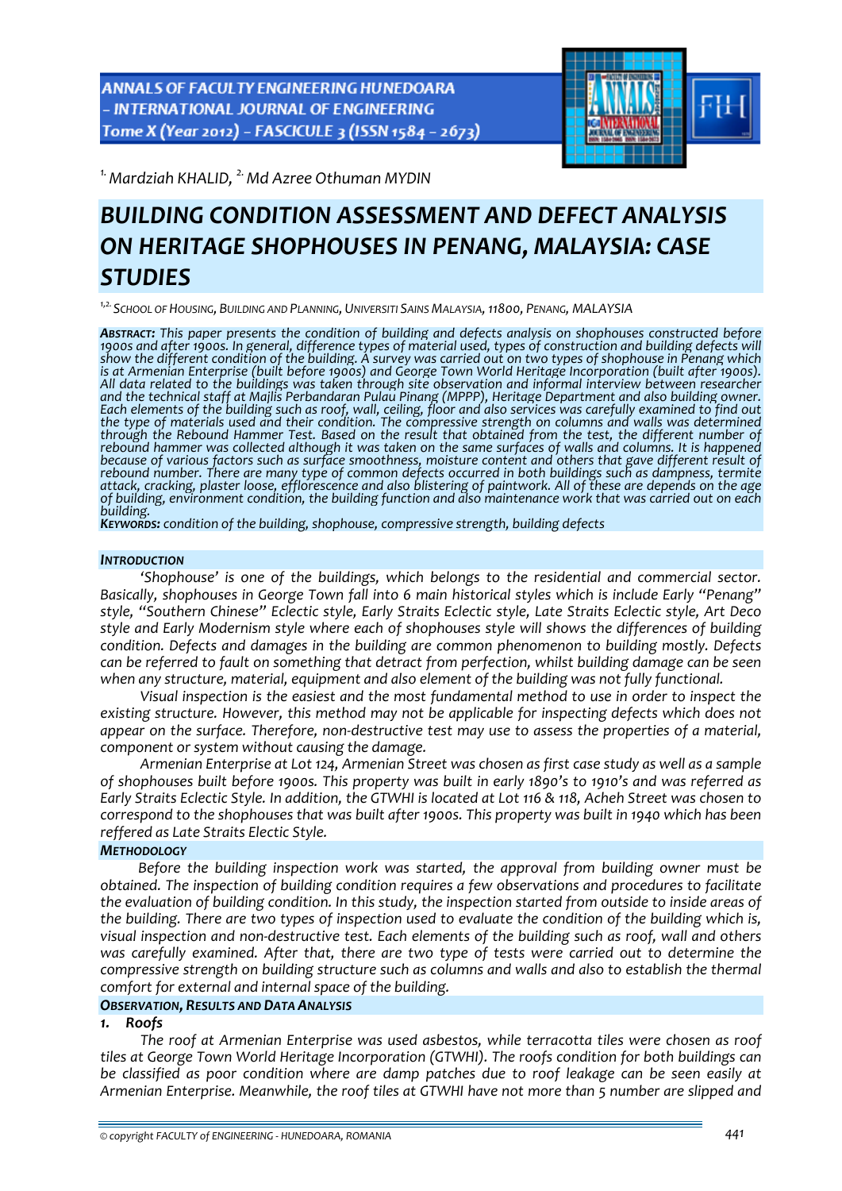[1.] Mardziah KHALID, [2.] Md Azree Othuman MYDIN

# BUILDING CONDITION ASSESSMENT AND DEFECT ANALYSIS ON HERITAGE SHOPHOUSES IN PENANG, MALAYSIA: CASE STUDIES

[1,2.] SCHOOL OF HOUSING, BUILDING AND PLANNING, UNIVERSITI SAINS MALAYSIA, 11800, PENANG, MALAYSIA

***ABSTRACT:*** *This paper presents the condition of building and defects analysis on shophouses constructed before 1900s and after 1900s. In general, difference types of material used, types of construction and building defects will show the different condition of the building. A survey was carried out on two types of shophouse in Penang which is at Armenian Enterprise (built before 1900s) and George Town World Heritage Incorporation (built after 1900s). All data related to the buildings was taken through site observation and informal interview between researcher and the technical staff at Majlis Perbandaran Pulau Pinang (MPPP), Heritage Department and also building owner. Each elements of the building such as roof, wall, ceiling, floor and also services was carefully examined to find out the type of materials used and their condition. The compressive strength on columns and walls was determined through the Rebound Hammer Test. Based on the result that obtained from the test, the different number of rebound hammer was collected although it was taken on the same surfaces of walls and columns. It is happened because of various factors such as surface smoothness, moisture content and others that gave different result of rebound number. There are many type of common defects occurred in both buildings such as dampness, termite attack, cracking, plaster loose, efflorescence and also blistering of paintwork. All of these are depends on the age of building, environment condition, the building function and also maintenance work that was carried out on each building.*

***KEYWORDS:*** *condition of the building, shophouse, compressive strength, building defects*

## INTRODUCTION

*'Shophouse' is one of the buildings, which belongs to the residential and commercial sector. Basically, shophouses in George Town fall into 6 main historical styles which is include Early "Penang" style, "Southern Chinese" Eclectic style, Early Straits Eclectic style, Late Straits Eclectic style, Art Deco style and Early Modernism style where each of shophouses style will shows the differences of building condition. Defects and damages in the building are common phenomenon to building mostly. Defects can be referred to fault on something that detract from perfection, whilst building damage can be seen when any structure, material, equipment and also element of the building was not fully functional.*

*Visual inspection is the easiest and the most fundamental method to use in order to inspect the existing structure. However, this method may not be applicable for inspecting defects which does not appear on the surface. Therefore, non-destructive test may use to assess the properties of a material, component or system without causing the damage.*

*Armenian Enterprise at Lot 124, Armenian Street was chosen as first case study as well as a sample of shophouses built before 1900s. This property was built in early 1890's to 1910's and was referred as Early Straits Eclectic Style. In addition, the GTWHI is located at Lot 116 & 118, Acheh Street was chosen to correspond to the shophouses that was built after 1900s. This property was built in 1940 which has been reffered as Late Straits Electic Style.*

## METHODOLOGY

*Before the building inspection work was started, the approval from building owner must be obtained. The inspection of building condition requires a few observations and procedures to facilitate the evaluation of building condition. In this study, the inspection started from outside to inside areas of the building. There are two types of inspection used to evaluate the condition of the building which is, visual inspection and non-destructive test. Each elements of the building such as roof, wall and others was carefully examined. After that, there are two type of tests were carried out to determine the compressive strength on building structure such as columns and walls and also to establish the thermal comfort for external and internal space of the building.*

## OBSERVATION, RESULTS AND DATA ANALYSIS

### 1. Roofs

*The roof at Armenian Enterprise was used asbestos, while terracotta tiles were chosen as roof tiles at George Town World Heritage Incorporation (GTWHI). The roofs condition for both buildings can be classified as poor condition where are damp patches due to roof leakage can be seen easily at Armenian Enterprise. Meanwhile, the roof tiles at GTWHI have not more than 5 number are slipped and*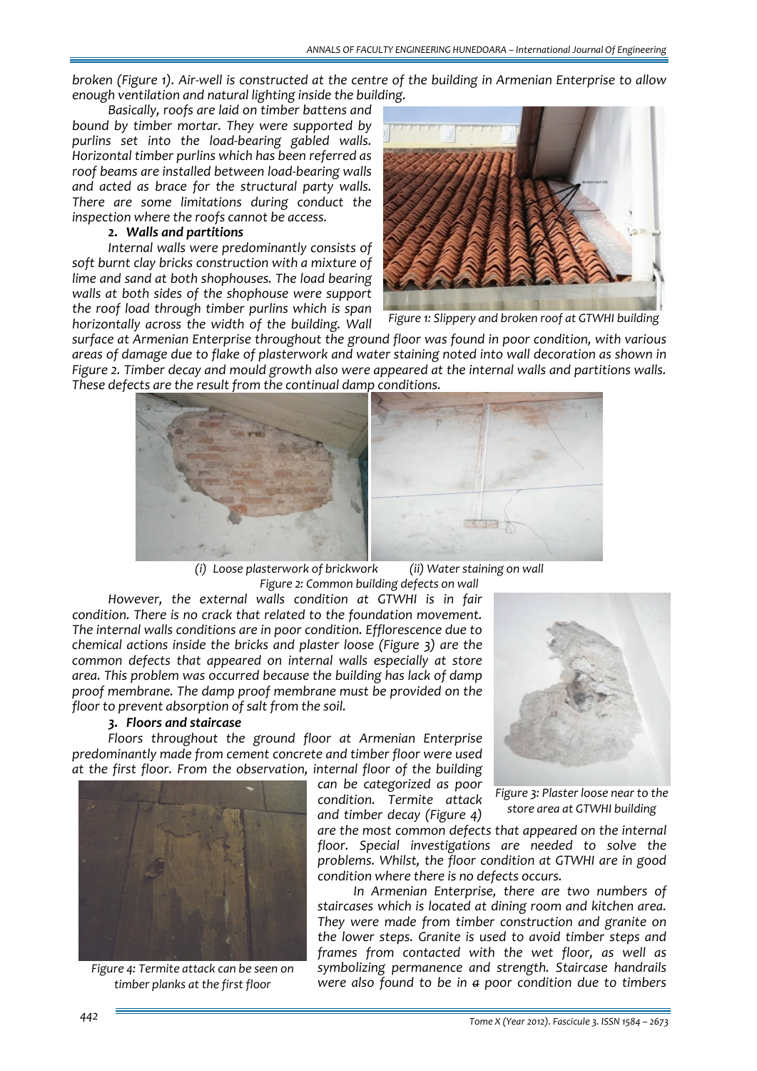*broken (Figure 1). Air-well is constructed at the centre of the building in Armenian Enterprise to allow enough ventilation and natural lighting inside the building.*

*Basically, roofs are laid on timber battens and bound by timber mortar. They were supported by purlins set into the load-bearing gabled walls. Horizontal timber purlins which has been referred as roof beams are installed between load-bearing walls and acted as brace for the structural party walls. There are some limitations during conduct the inspection where the roofs cannot be access.*

### *2. Walls and partitions*

*Internal walls were predominantly consists of soft burnt clay bricks construction with a mixture of lime and sand at both shophouses. The load bearing walls at both sides of the shophouse were support the roof load through timber purlins which is span horizontally across the width of the building. Wall surface at Armenian Enterprise throughout the ground floor was found in poor condition, with various areas of damage due to flake of plasterwork and water staining noted into wall decoration as shown in Figure 2. Timber decay and mould growth also were appeared at the internal walls and partitions walls. These defects are the result from the continual damp conditions.*

*Figure 1: Slippery and broken roof at GTWHI building*

*(i) Loose plasterwork of brickwork (ii) Water staining on wall*

*Figure 2: Common building defects on wall*

*However, the external walls condition at GTWHI is in fair condition. There is no crack that related to the foundation movement. The internal walls conditions are in poor condition. Efflorescence due to chemical actions inside the bricks and plaster loose (Figure 3) are the common defects that appeared on internal walls especially at store area. This problem was occurred because the building has lack of damp proof membrane. The damp proof membrane must be provided on the floor to prevent absorption of salt from the soil.*

*Figure 3: Plaster loose near to the store area at GTWHI building*

### *3. Floors and staircase*

*Floors throughout the ground floor at Armenian Enterprise predominantly made from cement concrete and timber floor were used at the first floor. From the observation, internal floor of the building can be categorized as poor condition. Termite attack and timber decay (Figure 4) are the most common defects that appeared on the internal floor. Special investigations are needed to solve the problems. Whilst, the floor condition at GTWHI are in good condition where there is no defects occurs.*

*Figure 4: Termite attack can be seen on timber planks at the first floor*

*In Armenian Enterprise, there are two numbers of staircases which is located at dining room and kitchen area. They were made from timber construction and granite on the lower steps. Granite is used to avoid timber steps and frames from contacted with the wet floor, as well as symbolizing permanence and strength. Staircase handrails were also found to be in ~~a~~ poor condition due to timbers*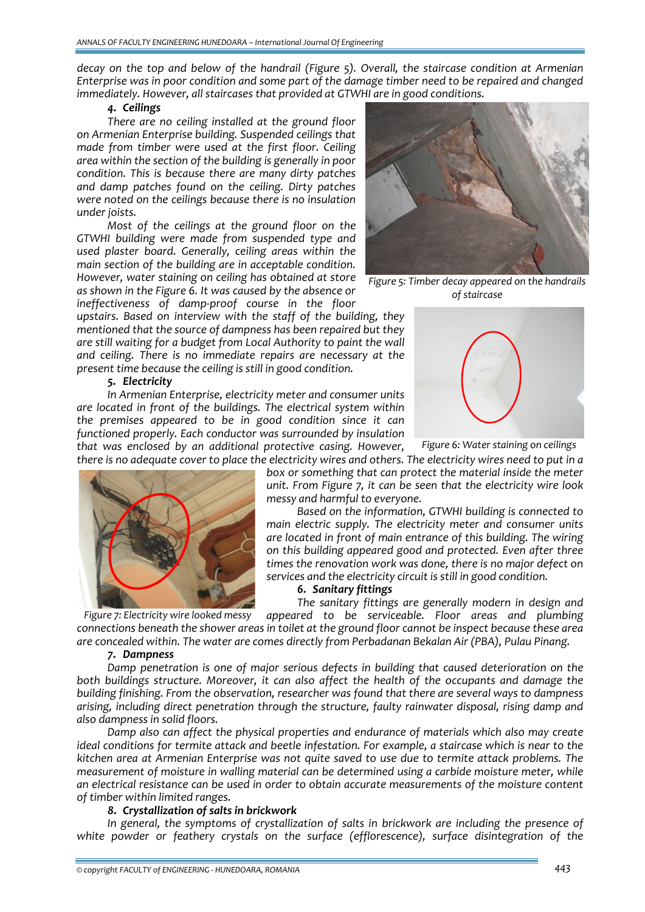*decay on the top and below of the handrail (Figure 5). Overall, the staircase condition at Armenian Enterprise was in poor condition and some part of the damage timber need to be repaired and changed immediately. However, all staircases that provided at GTWHI are in good conditions.*

### *4. Ceilings*

*There are no ceiling installed at the ground floor on Armenian Enterprise building. Suspended ceilings that made from timber were used at the first floor. Ceiling area within the section of the building is generally in poor condition. This is because there are many dirty patches and damp patches found on the ceiling. Dirty patches were noted on the ceilings because there is no insulation under joists.*

*Most of the ceilings at the ground floor on the GTWHI building were made from suspended type and used plaster board. Generally, ceiling areas within the main section of the building are in acceptable condition. However, water staining on ceiling has obtained at store as shown in the Figure 6. It was caused by the absence or ineffectiveness of damp-proof course in the floor upstairs. Based on interview with the staff of the building, they mentioned that the source of dampness has been repaired but they are still waiting for a budget from Local Authority to paint the wall and ceiling. There is no immediate repairs are necessary at the present time because the ceiling is still in good condition.*

*Figure 5: Timber decay appeared on the handrails of staircase*

*Figure 6: Water staining on ceilings*

### *5. Electricity*

*In Armenian Enterprise, electricity meter and consumer units are located in front of the buildings. The electrical system within the premises appeared to be in good condition since it can functioned properly. Each conductor was surrounded by insulation that was enclosed by an additional protective casing. However, there is no adequate cover to place the electricity wires and others. The electricity wires need to put in a box or something that can protect the material inside the meter unit. From Figure 7, it can be seen that the electricity wire look messy and harmful to everyone.*

*Based on the information, GTWHI building is connected to main electric supply. The electricity meter and consumer units are located in front of main entrance of this building. The wiring on this building appeared good and protected. Even after three times the renovation work was done, there is no major defect on services and the electricity circuit is still in good condition.*

*Figure 7: Electricity wire looked messy*

### *6. Sanitary fittings*

*The sanitary fittings are generally modern in design and appeared to be serviceable. Floor areas and plumbing connections beneath the shower areas in toilet at the ground floor cannot be inspect because these area are concealed within. The water are comes directly from Perbadanan Bekalan Air (PBA), Pulau Pinang.*

### *7. Dampness*

*Damp penetration is one of major serious defects in building that caused deterioration on the both buildings structure. Moreover, it can also affect the health of the occupants and damage the building finishing. From the observation, researcher was found that there are several ways to dampness arising, including direct penetration through the structure, faulty rainwater disposal, rising damp and also dampness in solid floors.*

*Damp also can affect the physical properties and endurance of materials which also may create ideal conditions for termite attack and beetle infestation. For example, a staircase which is near to the kitchen area at Armenian Enterprise was not quite saved to use due to termite attack problems. The measurement of moisture in walling material can be determined using a carbide moisture meter, while an electrical resistance can be used in order to obtain accurate measurements of the moisture content of timber within limited ranges.*

### *8. Crystallization of salts in brickwork*

*In general, the symptoms of crystallization of salts in brickwork are including the presence of white powder or feathery crystals on the surface (efflorescence), surface disintegration of the*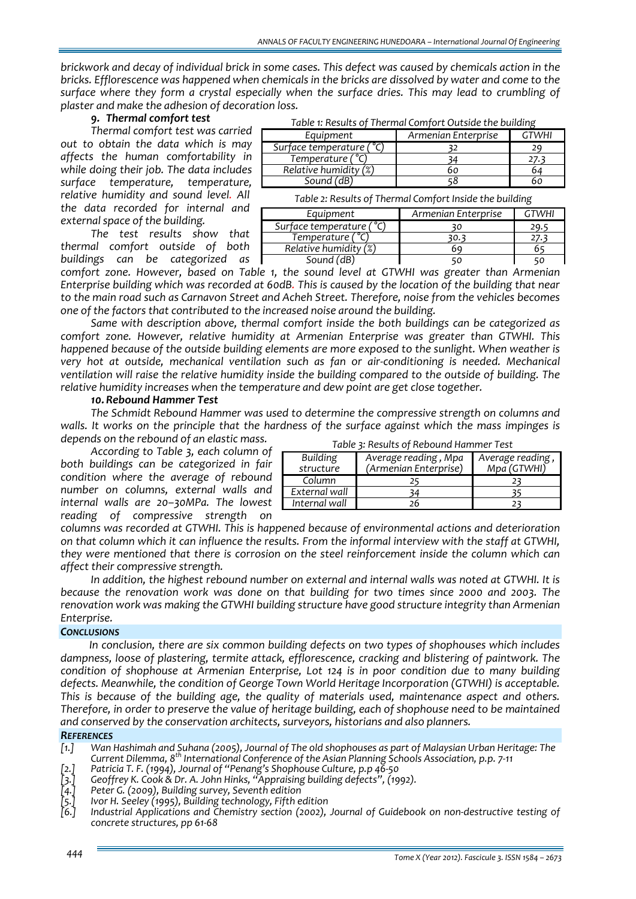*brickwork and decay of individual brick in some cases. This defect was caused by chemicals action in the bricks. Efflorescence was happened when chemicals in the bricks are dissolved by water and come to the surface where they form a crystal especially when the surface dries. This may lead to crumbling of plaster and make the adhesion of decoration loss.*

### *9. Thermal comfort test*

*Thermal comfort test was carried out to obtain the data which is may affects the human comfortability in while doing their job. The data includes surface temperature, temperature, relative humidity and sound level. All the data recorded for internal and external space of the building.*

*Table 1: Results of Thermal Comfort Outside the building*

| Equipment | Armenian Enterprise | GTWHI |
|---|---|---|
| Surface temperature (°C) | 32 | 29 |
| Temperature (°C) | 34 | 27.3 |
| Relative humidity (%) | 60 | 64 |
| Sound (dB) | 58 | 60 |

*Table 2: Results of Thermal Comfort Inside the building*

| Equipment | Armenian Enterprise | GTWHI |
|---|---|---|
| Surface temperature (°C) | 30 | 29.5 |
| Temperature (°C) | 30.3 | 27.3 |
| Relative humidity (%) | 69 | 65 |
| Sound (dB) | 50 | 50 |

*The test results show that thermal comfort outside of both buildings can be categorized as comfort zone. However, based on Table 1, the sound level at GTWHI was greater than Armenian Enterprise building which was recorded at 60dB. This is caused by the location of the building that near to the main road such as Carnavon Street and Acheh Street. Therefore, noise from the vehicles becomes one of the factors that contributed to the increased noise around the building.*

*Same with description above, thermal comfort inside the both buildings can be categorized as comfort zone. However, relative humidity at Armenian Enterprise was greater than GTWHI. This happened because of the outside building elements are more exposed to the sunlight. When weather is very hot at outside, mechanical ventilation such as fan or air-conditioning is needed. Mechanical ventilation will raise the relative humidity inside the building compared to the outside of building. The relative humidity increases when the temperature and dew point are get close together.*

### *10. Rebound Hammer Test*

*The Schmidt Rebound Hammer was used to determine the compressive strength on columns and walls. It works on the principle that the hardness of the surface against which the mass impinges is depends on the rebound of an elastic mass.*

*Table 3: Results of Rebound Hammer Test*

| Building structure | Average reading , Mpa (Armenian Enterprise) | Average reading , Mpa (GTWHI) |
|---|---|---|
| Column | 25 | 23 |
| External wall | 34 | 35 |
| Internal wall | 26 | 23 |

*According to Table 3, each column of both buildings can be categorized in fair condition where the average of rebound number on columns, external walls and internal walls are 20–30MPa. The lowest reading of compressive strength on columns was recorded at GTWHI. This is happened because of environmental actions and deterioration on that column which it can influence the results. From the informal interview with the staff at GTWHI, they were mentioned that there is corrosion on the steel reinforcement inside the column which can affect their compressive strength.*

*In addition, the highest rebound number on external and internal walls was noted at GTWHI. It is because the renovation work was done on that building for two times since 2000 and 2003. The renovation work was making the GTWHI building structure have good structure integrity than Armenian Enterprise.*

## *CONCLUSIONS*

*In conclusion, there are six common building defects on two types of shophouses which includes dampness, loose of plastering, termite attack, efflorescence, cracking and blistering of paintwork. The condition of shophouse at Armenian Enterprise, Lot 124 is in poor condition due to many building defects. Meanwhile, the condition of George Town World Heritage Incorporation (GTWHI) is acceptable. This is because of the building age, the quality of materials used, maintenance aspect and others. Therefore, in order to preserve the value of heritage building, each of shophouse need to be maintained and conserved by the conservation architects, surveyors, historians and also planners.*

## *REFERENCES*

- *[1.] Wan Hashimah and Suhana (2005), Journal of The old shophouses as part of Malaysian Urban Heritage: The Current Dilemma, 8th International Conference of the Asian Planning Schools Association, p.p. 7-11*
- *[2.] Patricia T. F. (1994), Journal of "Penang's Shophouse Culture, p.p 46-50*
- *[3.] Geoffrey K. Cook & Dr. A. John Hinks, "Appraising building defects", (1992).*
- *[4.] Peter G. (2009), Building survey, Seventh edition*
- *[5.] Ivor H. Seeley (1995), Building technology, Fifth edition*
- *[6.] Industrial Applications and Chemistry section (2002), Journal of Guidebook on non-destructive testing of concrete structures, pp 61-68*